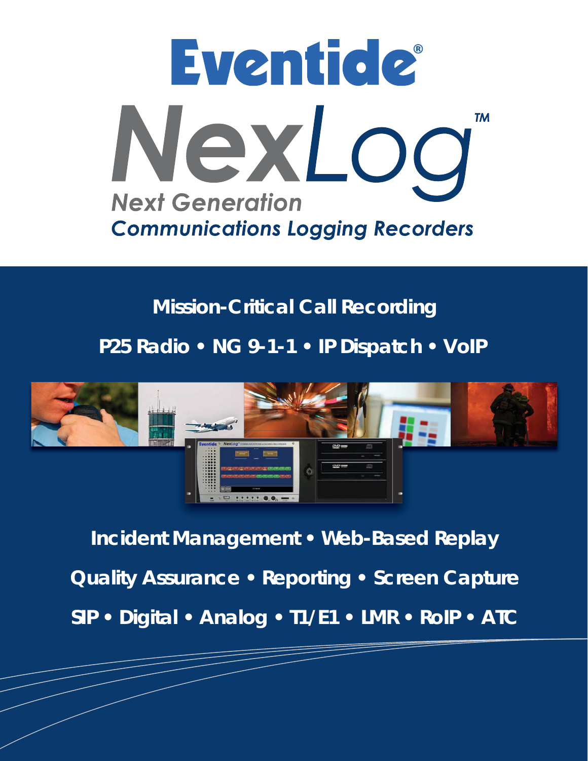# Eventide®

# NexLog™

## Next Generation Communications Logging Recorders

**Mission-Critical Call Recording**

**P25 Radio • NG 9-1-1 • IP Dispatch • VoIP**

**Incident Management • Web-Based Replay**

**Quality Assurance • Reporting • Screen Capture**

**SIP • Digital • Analog • T1/E1 • LMR • RoIP • ATC**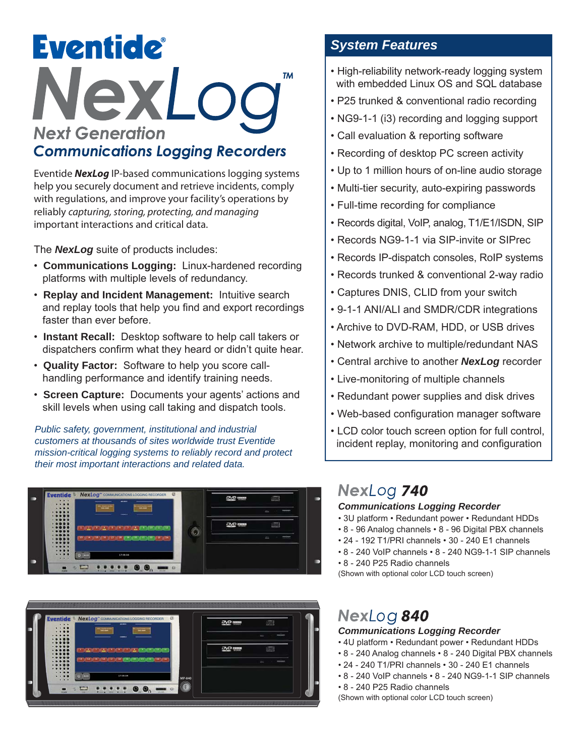# Eventide® NexLog™

## Next Generation Communications Logging Recorders

Eventide ***NexLog*** IP-based communications logging systems help you securely document and retrieve incidents, comply with regulations, and improve your facility's operations by reliably *capturing, storing, protecting, and managing* important interactions and critical data.

The ***NexLog*** suite of products includes:

- **Communications Logging:** Linux-hardened recording platforms with multiple levels of redundancy.
- **Replay and Incident Management:** Intuitive search and replay tools that help you find and export recordings faster than ever before.
- **Instant Recall:** Desktop software to help call takers or dispatchers confirm what they heard or didn't quite hear.
- **Quality Factor:** Software to help you score call-handling performance and identify training needs.
- **Screen Capture:** Documents your agents' actions and skill levels when using call taking and dispatch tools.

*Public safety, government, institutional and industrial customers at thousands of sites worldwide trust Eventide mission-critical logging systems to reliably record and protect their most important interactions and related data.*

## System Features

- High-reliability network-ready logging system with embedded Linux OS and SQL database
- P25 trunked & conventional radio recording
- NG9-1-1 (i3) recording and logging support
- Call evaluation & reporting software
- Recording of desktop PC screen activity
- Up to 1 million hours of on-line audio storage
- Multi-tier security, auto-expiring passwords
- Full-time recording for compliance
- Records digital, VoIP, analog, T1/E1/ISDN, SIP
- Records NG9-1-1 via SIP-invite or SIPrec
- Records IP-dispatch consoles, RoIP systems
- Records trunked & conventional 2-way radio
- Captures DNIS, CLID from your switch
- 9-1-1 ANI/ALI and SMDR/CDR integrations
- Archive to DVD-RAM, HDD, or USB drives
- Network archive to multiple/redundant NAS
- Central archive to another ***NexLog*** recorder
- Live-monitoring of multiple channels
- Redundant power supplies and disk drives
- Web-based configuration manager software
- LCD color touch screen option for full control, incident replay, monitoring and configuration

## NexLog 740

***Communications Logging Recorder***

- 3U platform • Redundant power • Redundant HDDs
- 8 - 96 Analog channels • 8 - 96 Digital PBX channels
- 24 - 192 T1/PRI channels • 30 - 240 E1 channels
- 8 - 240 VoIP channels • 8 - 240 NG9-1-1 SIP channels
- 8 - 240 P25 Radio channels

(Shown with optional color LCD touch screen)

## NexLog 840

***Communications Logging Recorder***

- 4U platform • Redundant power • Redundant HDDs
- 8 - 240 Analog channels • 8 - 240 Digital PBX channels
- 24 - 240 T1/PRI channels • 30 - 240 E1 channels
- 8 - 240 VoIP channels • 8 - 240 NG9-1-1 SIP channels
- 8 - 240 P25 Radio channels

(Shown with optional color LCD touch screen)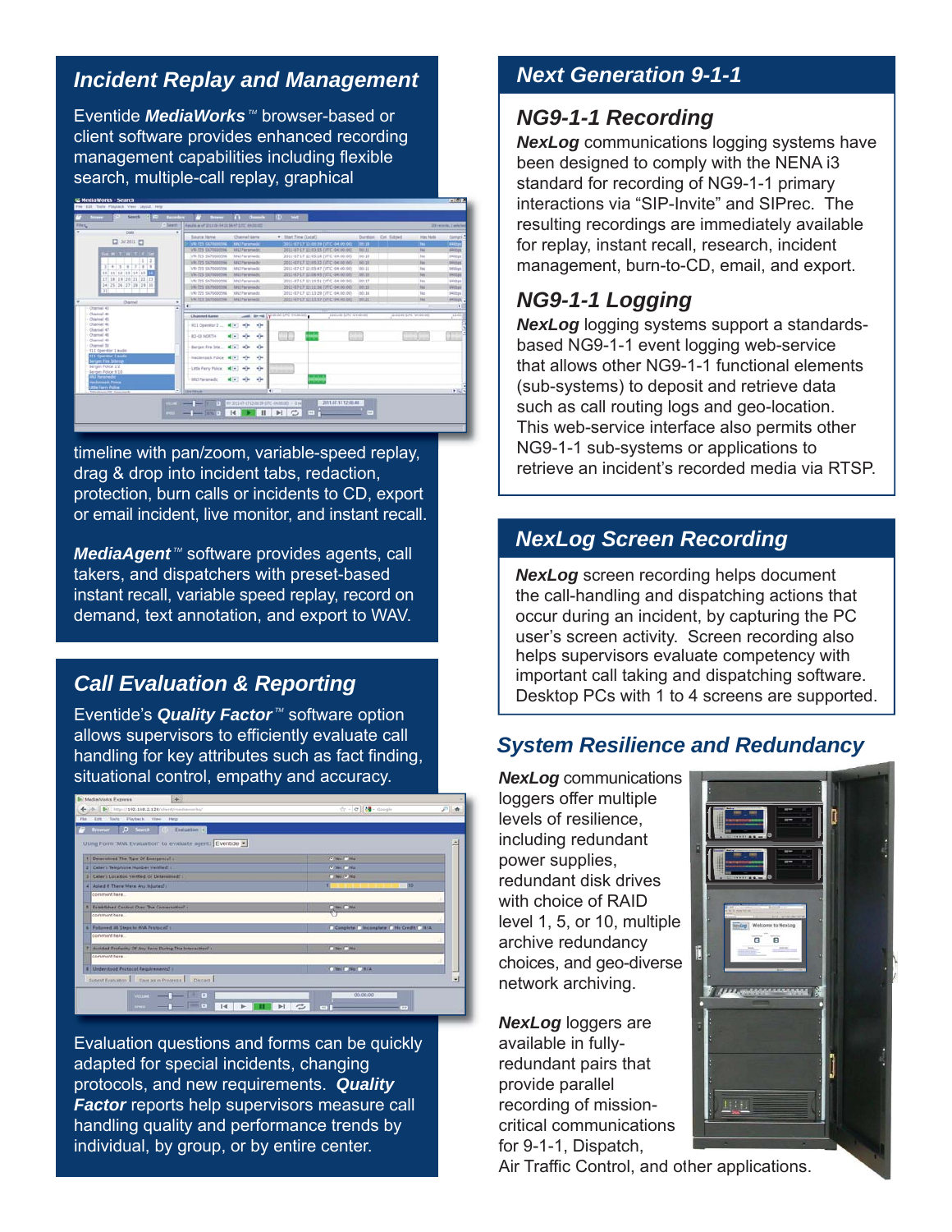## Incident Replay and Management

Eventide ***MediaWorks*** ™ browser-based or client software provides enhanced recording management capabilities including flexible search, multiple-call replay, graphical timeline with pan/zoom, variable-speed replay, drag & drop into incident tabs, redaction, protection, burn calls or incidents to CD, export or email incident, live monitor, and instant recall.

***MediaAgent*** ™ software provides agents, call takers, and dispatchers with preset-based instant recall, variable speed replay, record on demand, text annotation, and export to WAV.

## Call Evaluation & Reporting

Eventide's ***Quality Factor*** ™ software option allows supervisors to efficiently evaluate call handling for key attributes such as fact finding, situational control, empathy and accuracy.

Evaluation questions and forms can be quickly adapted for special incidents, changing protocols, and new requirements. ***Quality Factor*** reports help supervisors measure call handling quality and performance trends by individual, by group, or by entire center.

## Next Generation 9-1-1

### NG9-1-1 Recording

***NexLog*** communications logging systems have been designed to comply with the NENA i3 standard for recording of NG9-1-1 primary interactions via "SIP-Invite" and SIPrec. The resulting recordings are immediately available for replay, instant recall, research, incident management, burn-to-CD, email, and export.

### NG9-1-1 Logging

***NexLog*** logging systems support a standards-based NG9-1-1 event logging web-service that allows other NG9-1-1 functional elements (sub-systems) to deposit and retrieve data such as call routing logs and geo-location. This web-service interface also permits other NG9-1-1 sub-systems or applications to retrieve an incident's recorded media via RTSP.

## NexLog Screen Recording

***NexLog*** screen recording helps document the call-handling and dispatching actions that occur during an incident, by capturing the PC user's screen activity. Screen recording also helps supervisors evaluate competency with important call taking and dispatching software. Desktop PCs with 1 to 4 screens are supported.

## System Resilience and Redundancy

***NexLog*** communications loggers offer multiple levels of resilience, including redundant power supplies, redundant disk drives with choice of RAID level 1, 5, or 10, multiple archive redundancy choices, and geo-diverse network archiving.

***NexLog*** loggers are available in fully-redundant pairs that provide parallel recording of mission-critical communications for 9-1-1, Dispatch, Air Traffic Control, and other applications.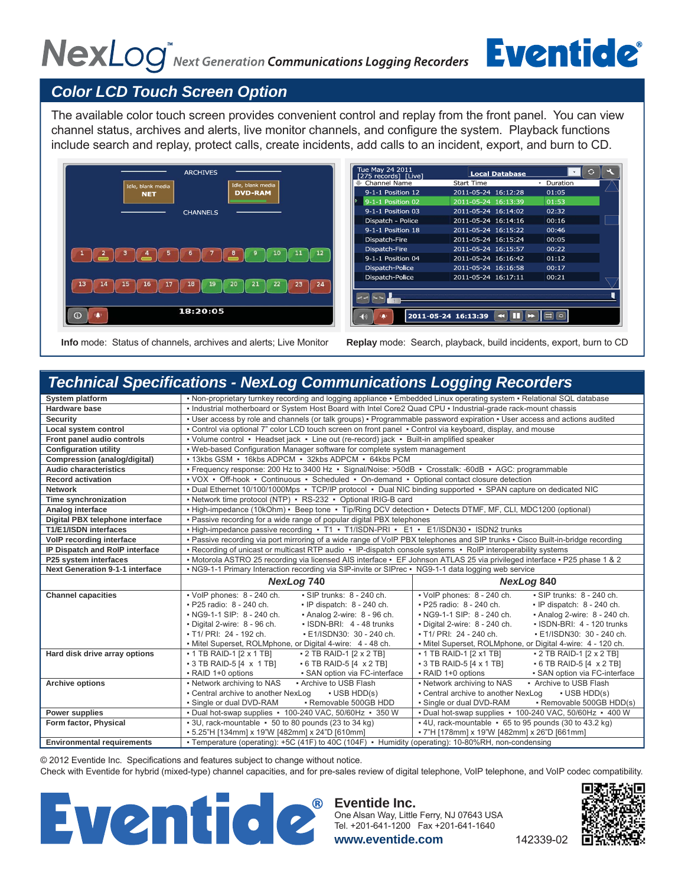# NexLog™ Next Generation Communications Logging Recorders

Eventide®

## Color LCD Touch Screen Option

The available color touch screen provides convenient control and replay from the front panel. You can view channel status, archives and alerts, live monitor channels, and configure the system. Playback functions include search and replay, protect calls, create incidents, add calls to an incident, export, and burn to CD.

**Info** mode: Status of channels, archives and alerts; Live Monitor

**Replay** mode: Search, playback, build incidents, export, burn to CD

## Technical Specifications - NexLog Communications Logging Recorders

| | |
|---|---|
| **System platform** | • Non-proprietary turnkey recording and logging appliance • Embedded Linux operating system • Relational SQL database |
| **Hardware base** | • Industrial motherboard or System Host Board with Intel Core2 Quad CPU • Industrial-grade rack-mount chassis |
| **Security** | • User access by role and channels (or talk groups) • Programmable password expiration • User access and actions audited |
| **Local system control** | • Control via optional 7" color LCD touch screen on front panel • Control via keyboard, display, and mouse |
| **Front panel audio controls** | • Volume control • Headset jack • Line out (re-record) jack • Built-in amplified speaker |
| **Configuration utility** | • Web-based Configuration Manager software for complete system management |
| **Compression (analog/digital)** | • 13kbs GSM • 16kbs ADPCM • 32kbs ADPCM • 64kbs PCM |
| **Audio characteristics** | • Frequency response: 200 Hz to 3400 Hz • Signal/Noise: >50dB • Crosstalk: -60dB • AGC: programmable |
| **Record activation** | • VOX • Off-hook • Continuous • Scheduled • On-demand • Optional contact closure detection |
| **Network** | • Dual Ethernet 10/100/1000Mps • TCP/IP protocol • Dual NIC binding supported • SPAN capture on dedicated NIC |
| **Time synchronization** | • Network time protocol (NTP) • RS-232 • Optional IRIG-B card |
| **Analog interface** | • High-impedance (10kOhm) • Beep tone • Tip/Ring DCV detection • Detects DTMF, MF, CLI, MDC1200 (optional) |
| **Digital PBX telephone interface** | • Passive recording for a wide range of popular digital PBX telephones |
| **T1/E1/ISDN interfaces** | • High-impedance passive recording • T1 • T1/ISDN-PRI • E1 • E1/ISDN30 • ISDN2 trunks |
| **VoIP recording interface** | • Passive recording via port mirroring of a wide range of VoIP PBX telephones and SIP trunks • Cisco Built-in-bridge recording |
| **IP Dispatch and RoIP interface** | • Recording of unicast or multicast RTP audio • IP-dispatch console systems • RoIP interoperability systems |
| **P25 system interfaces** | • Motorola ASTRO 25 recording via licensed AIS interface • EF Johnson ATLAS 25 via privileged interface • P25 phase 1 & 2 |
| **Next Generation 9-1-1 interface** | • NG9-1-1 Primary Interaction recording via SIP-invite or SIPrec • NG9-1-1 data logging web service |

| | NexLog 740 | NexLog 840 |
|---|---|---|
| **Channel capacities** | • VoIP phones: 8 - 240 ch. • SIP trunks: 8 - 240 ch. • P25 radio: 8 - 240 ch. • IP dispatch: 8 - 240 ch. • NG9-1-1 SIP: 8 - 240 ch. • Analog 2-wire: 8 - 240 ch. • Digital 2-wire: 8 - 96 ch. • ISDN-BRI: 4 - 48 trunks • T1/ PRI: 24 - 192 ch. • E1/ISDN30: 30 - 240 ch. • Mitel Superset, ROLMphone, or Digital 4-wire: 4 - 48 ch. | • VoIP phones: 8 - 240 ch. • SIP trunks: 8 - 240 ch. • P25 radio: 8 - 240 ch. • IP dispatch: 8 - 240 ch. • NG9-1-1 SIP: 8 - 240 ch. • Analog 2-wire: 8 - 240 ch. • Digital 2-wire: 8 - 240 ch. • ISDN-BRI: 4 - 120 trunks • T1/ PRI: 24 - 240 ch. • E1/ISDN30: 30 - 240 ch. • Mitel Superset, ROLMphone, or Digital 4-wire: 4 - 120 ch. |
| **Hard disk drive array options** | • 1 TB RAID-1 [2 x 1 TB] • 2 TB RAID-1 [2 x 2 TB] • 3 TB RAID-5 [4 x 1 TB] • 6 TB RAID-5 [4 x 2 TB] • RAID 1+0 options • SAN option via FC-interface | • 1 TB RAID-1 [2 x1 TB] • 2 TB RAID-1 [2 x 2 TB] • 3 TB RAID-5 [4 x 1 TB] • 6 TB RAID-5 [4 x 2 TB] • RAID 1+0 options • SAN option via FC-interface |
| **Archive options** | • Network archiving to NAS • Archive to USB Flash • Central archive to another NexLog • USB HDD(s) • Single or dual DVD-RAM • Removable 500GB HDD | • Network archiving to NAS • Archive to USB Flash • Central archive to another NexLog • USB HDD(s) • Single or dual DVD-RAM • Removable 500GB HDD(s) |
| **Power supplies** | • Dual hot-swap supplies • 100-240 VAC, 50/60Hz • 350 W | • Dual hot-swap supplies • 100-240 VAC, 50/60Hz • 400 W |
| **Form factor, Physical** | • 3U, rack-mountable • 50 to 80 pounds (23 to 34 kg) • 5.25"H [134mm] x 19"W [482mm] x 24"D [610mm] | • 4U, rack-mountable • 65 to 95 pounds (30 to 43.2 kg) • 7"H [178mm] x 19"W [482mm] x 26"D [661mm] |
| **Environmental requirements** | • Temperature (operating): +5C (41F) to 40C (104F) • Humidity (operating): 10-80%RH, non-condensing | |

© 2012 Eventide Inc. Specifications and features subject to change without notice.
Check with Eventide for hybrid (mixed-type) channel capacities, and for pre-sales review of digital telephone, VoIP telephone, and VoIP codec compatibility.

Eventide®

**Eventide Inc.**
One Alsan Way, Little Ferry, NJ 07643 USA
Tel. +201-641-1200 Fax +201-641-1640
**www.eventide.com**

142339-02